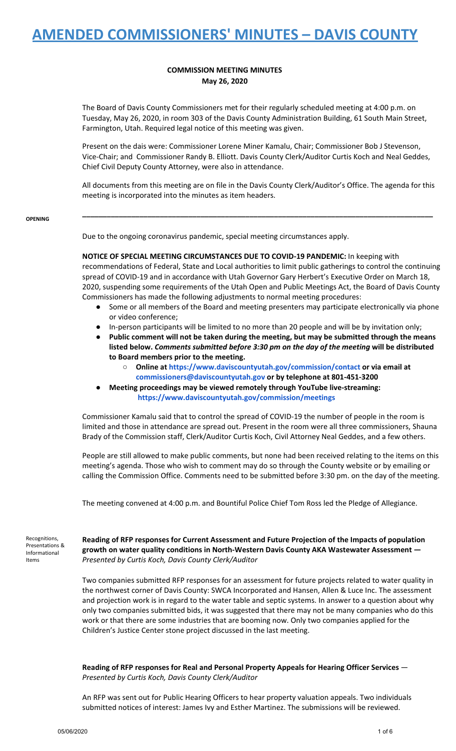# AMENDED COMMISSIONERS' MINUTES – DAVIS COUNTY

**COMMISSION MEETING MINUTES**
**May 26, 2020**

The Board of Davis County Commissioners met for their regularly scheduled meeting at 4:00 p.m. on Tuesday, May 26, 2020, in room 303 of the Davis County Administration Building, 61 South Main Street, Farmington, Utah. Required legal notice of this meeting was given.

Present on the dais were: Commissioner Lorene Miner Kamalu, Chair; Commissioner Bob J Stevenson, Vice-Chair; and Commissioner Randy B. Elliott. Davis County Clerk/Auditor Curtis Koch and Neal Geddes, Chief Civil Deputy County Attorney, were also in attendance.

All documents from this meeting are on file in the Davis County Clerk/Auditor's Office. The agenda for this meeting is incorporated into the minutes as item headers.

---

**OPENING**

Due to the ongoing coronavirus pandemic, special meeting circumstances apply.

**NOTICE OF SPECIAL MEETING CIRCUMSTANCES DUE TO COVID-19 PANDEMIC:** In keeping with recommendations of Federal, State and Local authorities to limit public gatherings to control the continuing spread of COVID-19 and in accordance with Utah Governor Gary Herbert's Executive Order on March 18, 2020, suspending some requirements of the Utah Open and Public Meetings Act, the Board of Davis County Commissioners has made the following adjustments to normal meeting procedures:

- Some or all members of the Board and meeting presenters may participate electronically via phone or video conference;
- In-person participants will be limited to no more than 20 people and will be by invitation only;
- **Public comment will not be taken during the meeting, but may be submitted through the means listed below. *Comments submitted before 3:30 pm on the day of the meeting* will be distributed to Board members prior to the meeting.**
  - **Online at https://www.daviscountyutah.gov/commission/contact or via email at commissioners@daviscountyutah.gov or by telephone at 801-451-3200**
- **Meeting proceedings may be viewed remotely through YouTube live-streaming: https://www.daviscountyutah.gov/commission/meetings**

Commissioner Kamalu said that to control the spread of COVID-19 the number of people in the room is limited and those in attendance are spread out. Present in the room were all three commissioners, Shauna Brady of the Commission staff, Clerk/Auditor Curtis Koch, Civil Attorney Neal Geddes, and a few others.

People are still allowed to make public comments, but none had been received relating to the items on this meeting's agenda. Those who wish to comment may do so through the County website or by emailing or calling the Commission Office. Comments need to be submitted before 3:30 pm. on the day of the meeting.

The meeting convened at 4:00 p.m. and Bountiful Police Chief Tom Ross led the Pledge of Allegiance.

**Recognitions, Presentations & Informational Items**

**Reading of RFP responses for Current Assessment and Future Projection of the Impacts of population growth on water quality conditions in North-Western Davis County AKA Wastewater Assessment —** *Presented by Curtis Koch, Davis County Clerk/Auditor*

Two companies submitted RFP responses for an assessment for future projects related to water quality in the northwest corner of Davis County: SWCA Incorporated and Hansen, Allen & Luce Inc. The assessment and projection work is in regard to the water table and septic systems. In answer to a question about why only two companies submitted bids, it was suggested that there may not be many companies who do this work or that there are some industries that are booming now. Only two companies applied for the Children's Justice Center stone project discussed in the last meeting.

**Reading of RFP responses for Real and Personal Property Appeals for Hearing Officer Services** — *Presented by Curtis Koch, Davis County Clerk/Auditor*

An RFP was sent out for Public Hearing Officers to hear property valuation appeals. Two individuals submitted notices of interest: James Ivy and Esther Martinez. The submissions will be reviewed.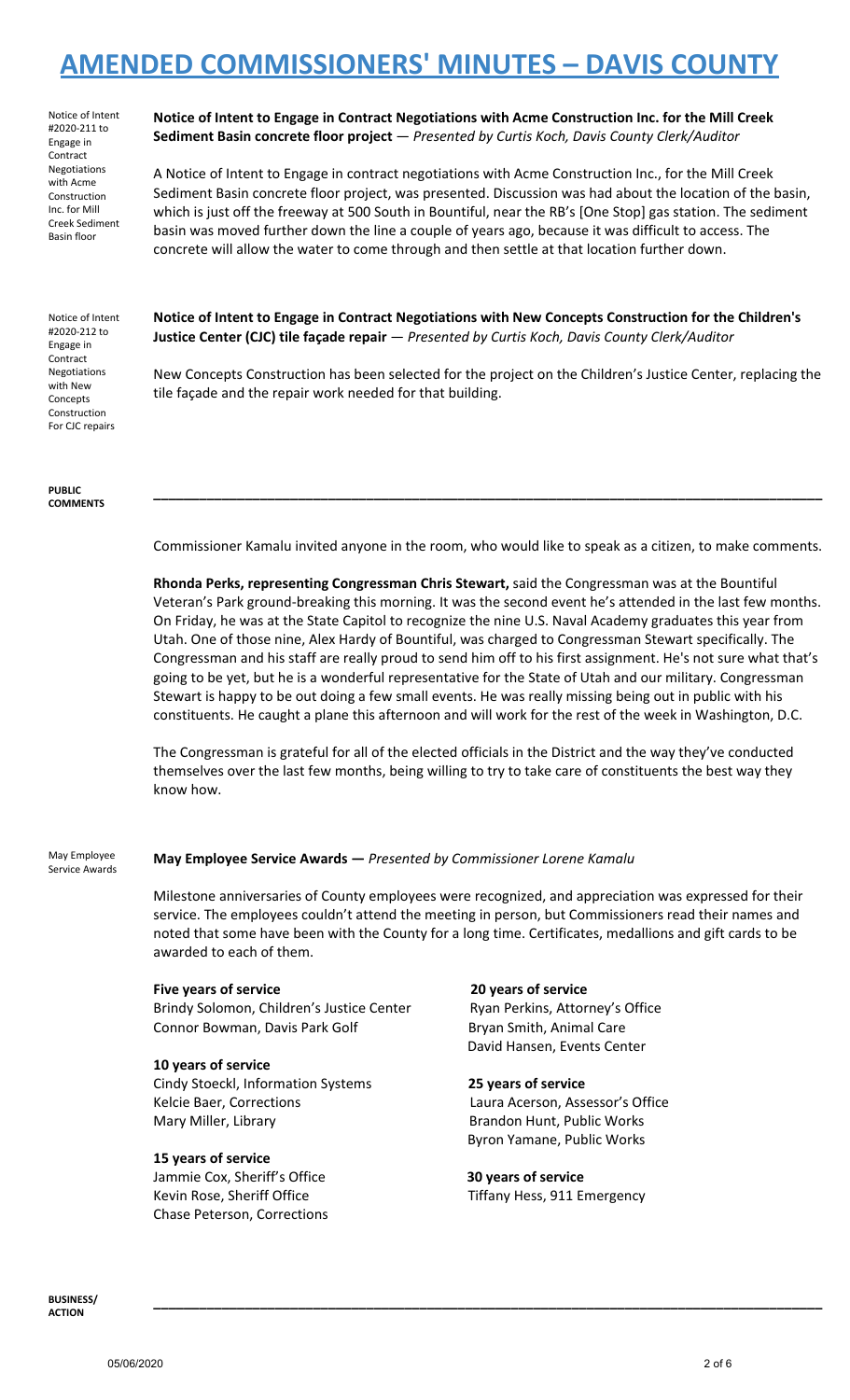Notice of Intent #2020-211 to Engage in Contract Negotiations with Acme Construction Inc. for Mill Creek Sediment Basin floor

**Notice of Intent to Engage in Contract Negotiations with Acme Construction Inc. for the Mill Creek Sediment Basin concrete floor project** — *Presented by Curtis Koch, Davis County Clerk/Auditor*

A Notice of Intent to Engage in contract negotiations with Acme Construction Inc., for the Mill Creek Sediment Basin concrete floor project, was presented. Discussion was had about the location of the basin, which is just off the freeway at 500 South in Bountiful, near the RB's [One Stop] gas station. The sediment basin was moved further down the line a couple of years ago, because it was difficult to access. The concrete will allow the water to come through and then settle at that location further down.

Notice of Intent #2020-212 to Engage in Contract Negotiations with New Concepts Construction For CJC repairs

**Notice of Intent to Engage in Contract Negotiations with New Concepts Construction for the Children's Justice Center (CJC) tile façade repair** — *Presented by Curtis Koch, Davis County Clerk/Auditor*

New Concepts Construction has been selected for the project on the Children's Justice Center, replacing the tile façade and the repair work needed for that building.

**PUBLIC COMMENTS**

---

Commissioner Kamalu invited anyone in the room, who would like to speak as a citizen, to make comments.

**Rhonda Perks, representing Congressman Chris Stewart,** said the Congressman was at the Bountiful Veteran's Park ground-breaking this morning. It was the second event he's attended in the last few months. On Friday, he was at the State Capitol to recognize the nine U.S. Naval Academy graduates this year from Utah. One of those nine, Alex Hardy of Bountiful, was charged to Congressman Stewart specifically. The Congressman and his staff are really proud to send him off to his first assignment. He's not sure what that's going to be yet, but he is a wonderful representative for the State of Utah and our military. Congressman Stewart is happy to be out doing a few small events. He was really missing being out in public with his constituents. He caught a plane this afternoon and will work for the rest of the week in Washington, D.C.

The Congressman is grateful for all of the elected officials in the District and the way they've conducted themselves over the last few months, being willing to try to take care of constituents the best way they know how.

May Employee Service Awards

**May Employee Service Awards —** *Presented by Commissioner Lorene Kamalu*

Milestone anniversaries of County employees were recognized, and appreciation was expressed for their service. The employees couldn't attend the meeting in person, but Commissioners read their names and noted that some have been with the County for a long time. Certificates, medallions and gift cards to be awarded to each of them.

**Five years of service**
Brindy Solomon, Children's Justice Center
Connor Bowman, Davis Park Golf

**10 years of service**
Cindy Stoeckl, Information Systems
Kelcie Baer, Corrections
Mary Miller, Library

**15 years of service**
Jammie Cox, Sheriff's Office
Kevin Rose, Sheriff Office
Chase Peterson, Corrections

**20 years of service**
Ryan Perkins, Attorney's Office
Bryan Smith, Animal Care
David Hansen, Events Center

**25 years of service**
Laura Acerson, Assessor's Office
Brandon Hunt, Public Works
Byron Yamane, Public Works

**30 years of service**
Tiffany Hess, 911 Emergency

**BUSINESS/ ACTION**

---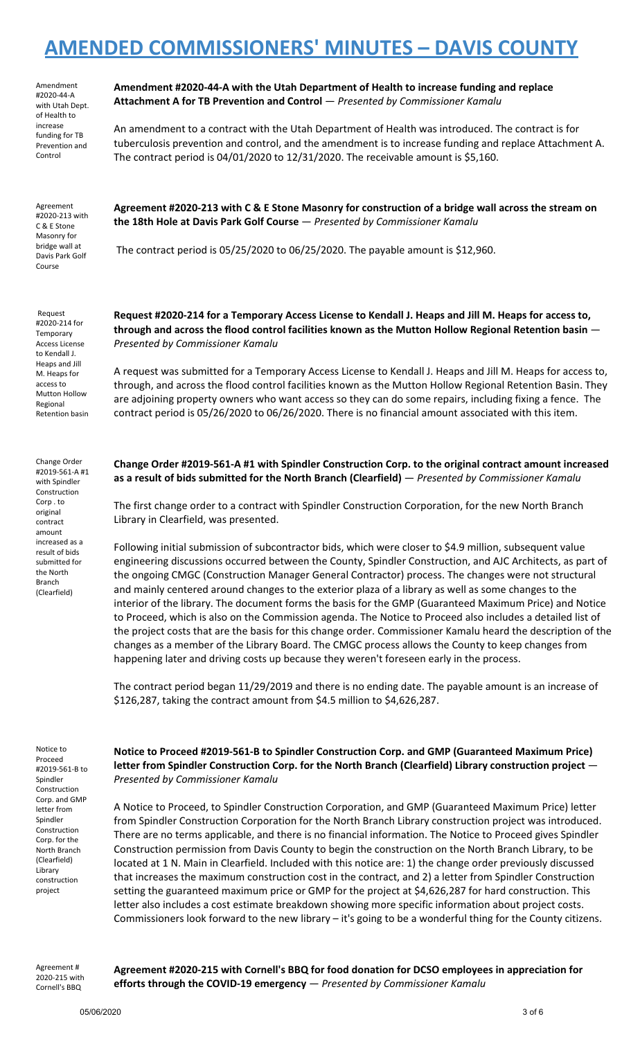# AMENDED COMMISSIONERS' MINUTES – DAVIS COUNTY

Amendment #2020-44-A with Utah Dept. of Health to increase funding for TB Prevention and Control

**Amendment #2020-44-A with the Utah Department of Health to increase funding and replace Attachment A for TB Prevention and Control** — *Presented by Commissioner Kamalu*

An amendment to a contract with the Utah Department of Health was introduced. The contract is for tuberculosis prevention and control, and the amendment is to increase funding and replace Attachment A. The contract period is 04/01/2020 to 12/31/2020. The receivable amount is $5,160.

Agreement #2020-213 with C & E Stone Masonry for bridge wall at Davis Park Golf Course

**Agreement #2020-213 with C & E Stone Masonry for construction of a bridge wall across the stream on the 18th Hole at Davis Park Golf Course** — *Presented by Commissioner Kamalu*

The contract period is 05/25/2020 to 06/25/2020. The payable amount is $12,960.

Request #2020-214 for Temporary Access License to Kendall J. Heaps and Jill M. Heaps for access to Mutton Hollow Regional Retention basin

**Request #2020-214 for a Temporary Access License to Kendall J. Heaps and Jill M. Heaps for access to, through and across the flood control facilities known as the Mutton Hollow Regional Retention basin** — *Presented by Commissioner Kamalu*

A request was submitted for a Temporary Access License to Kendall J. Heaps and Jill M. Heaps for access to, through, and across the flood control facilities known as the Mutton Hollow Regional Retention Basin. They are adjoining property owners who want access so they can do some repairs, including fixing a fence. The contract period is 05/26/2020 to 06/26/2020. There is no financial amount associated with this item.

Change Order #2019-561-A #1 with Spindler Construction Corp . to original contract amount increased as a result of bids submitted for the North Branch (Clearfield)

**Change Order #2019-561-A #1 with Spindler Construction Corp. to the original contract amount increased as a result of bids submitted for the North Branch (Clearfield)** — *Presented by Commissioner Kamalu*

The first change order to a contract with Spindler Construction Corporation, for the new North Branch Library in Clearfield, was presented.

Following initial submission of subcontractor bids, which were closer to $4.9 million, subsequent value engineering discussions occurred between the County, Spindler Construction, and AJC Architects, as part of the ongoing CMGC (Construction Manager General Contractor) process. The changes were not structural and mainly centered around changes to the exterior plaza of a library as well as some changes to the interior of the library. The document forms the basis for the GMP (Guaranteed Maximum Price) and Notice to Proceed, which is also on the Commission agenda. The Notice to Proceed also includes a detailed list of the project costs that are the basis for this change order. Commissioner Kamalu heard the description of the changes as a member of the Library Board. The CMGC process allows the County to keep changes from happening later and driving costs up because they weren't foreseen early in the process.

The contract period began 11/29/2019 and there is no ending date. The payable amount is an increase of $126,287, taking the contract amount from $4.5 million to $4,626,287.

Notice to Proceed #2019-561-B to Spindler Construction Corp. and GMP letter from Spindler Construction Corp. for the North Branch (Clearfield) Library construction project

**Notice to Proceed #2019-561-B to Spindler Construction Corp. and GMP (Guaranteed Maximum Price) letter from Spindler Construction Corp. for the North Branch (Clearfield) Library construction project** — *Presented by Commissioner Kamalu*

A Notice to Proceed, to Spindler Construction Corporation, and GMP (Guaranteed Maximum Price) letter from Spindler Construction Corporation for the North Branch Library construction project was introduced. There are no terms applicable, and there is no financial information. The Notice to Proceed gives Spindler Construction permission from Davis County to begin the construction on the North Branch Library, to be located at 1 N. Main in Clearfield. Included with this notice are: 1) the change order previously discussed that increases the maximum construction cost in the contract, and 2) a letter from Spindler Construction setting the guaranteed maximum price or GMP for the project at $4,626,287 for hard construction. This letter also includes a cost estimate breakdown showing more specific information about project costs. Commissioners look forward to the new library – it's going to be a wonderful thing for the County citizens.

Agreement # 2020-215 with Cornell's BBQ

**Agreement #2020-215 with Cornell's BBQ for food donation for DCSO employees in appreciation for efforts through the COVID-19 emergency** — *Presented by Commissioner Kamalu*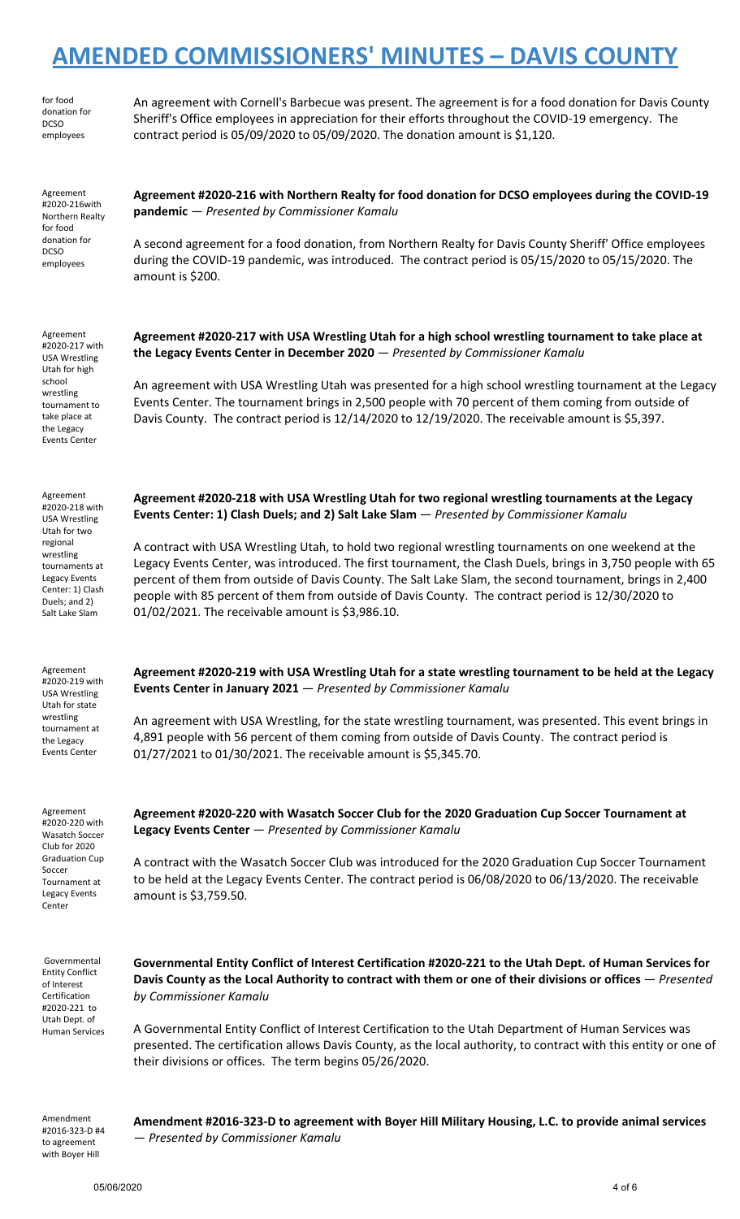# AMENDED COMMISSIONERS' MINUTES – DAVIS COUNTY

for food donation for DCSO employees

An agreement with Cornell's Barbecue was present. The agreement is for a food donation for Davis County Sheriff's Office employees in appreciation for their efforts throughout the COVID-19 emergency. The contract period is 05/09/2020 to 05/09/2020. The donation amount is $1,120.

Agreement #2020-216with Northern Realty for food donation for DCSO employees

**Agreement #2020-216 with Northern Realty for food donation for DCSO employees during the COVID-19 pandemic** — *Presented by Commissioner Kamalu*

A second agreement for a food donation, from Northern Realty for Davis County Sheriff' Office employees during the COVID-19 pandemic, was introduced. The contract period is 05/15/2020 to 05/15/2020. The amount is $200.

Agreement #2020-217 with USA Wrestling Utah for high school wrestling tournament to take place at the Legacy Events Center

**Agreement #2020-217 with USA Wrestling Utah for a high school wrestling tournament to take place at the Legacy Events Center in December 2020** — *Presented by Commissioner Kamalu*

An agreement with USA Wrestling Utah was presented for a high school wrestling tournament at the Legacy Events Center. The tournament brings in 2,500 people with 70 percent of them coming from outside of Davis County. The contract period is 12/14/2020 to 12/19/2020. The receivable amount is $5,397.

Agreement #2020-218 with USA Wrestling Utah for two regional wrestling tournaments at Legacy Events Center: 1) Clash Duels; and 2) Salt Lake Slam

**Agreement #2020-218 with USA Wrestling Utah for two regional wrestling tournaments at the Legacy Events Center: 1) Clash Duels; and 2) Salt Lake Slam** — *Presented by Commissioner Kamalu*

A contract with USA Wrestling Utah, to hold two regional wrestling tournaments on one weekend at the Legacy Events Center, was introduced. The first tournament, the Clash Duels, brings in 3,750 people with 65 percent of them from outside of Davis County. The Salt Lake Slam, the second tournament, brings in 2,400 people with 85 percent of them from outside of Davis County. The contract period is 12/30/2020 to 01/02/2021. The receivable amount is $3,986.10.

Agreement #2020-219 with USA Wrestling Utah for state wrestling tournament at the Legacy Events Center

**Agreement #2020-219 with USA Wrestling Utah for a state wrestling tournament to be held at the Legacy Events Center in January 2021** — *Presented by Commissioner Kamalu*

An agreement with USA Wrestling, for the state wrestling tournament, was presented. This event brings in 4,891 people with 56 percent of them coming from outside of Davis County. The contract period is 01/27/2021 to 01/30/2021. The receivable amount is $5,345.70.

Agreement #2020-220 with Wasatch Soccer Club for 2020 Graduation Cup Soccer Tournament at Legacy Events Center

**Agreement #2020-220 with Wasatch Soccer Club for the 2020 Graduation Cup Soccer Tournament at Legacy Events Center** — *Presented by Commissioner Kamalu*

A contract with the Wasatch Soccer Club was introduced for the 2020 Graduation Cup Soccer Tournament to be held at the Legacy Events Center. The contract period is 06/08/2020 to 06/13/2020. The receivable amount is $3,759.50.

Governmental Entity Conflict of Interest Certification #2020-221 to Utah Dept. of Human Services

**Governmental Entity Conflict of Interest Certification #2020-221 to the Utah Dept. of Human Services for Davis County as the Local Authority to contract with them or one of their divisions or offices** — *Presented by Commissioner Kamalu*

A Governmental Entity Conflict of Interest Certification to the Utah Department of Human Services was presented. The certification allows Davis County, as the local authority, to contract with this entity or one of their divisions or offices. The term begins 05/26/2020.

Amendment #2016-323-D #4 to agreement with Boyer Hill

**Amendment #2016-323-D to agreement with Boyer Hill Military Housing, L.C. to provide animal services** — *Presented by Commissioner Kamalu*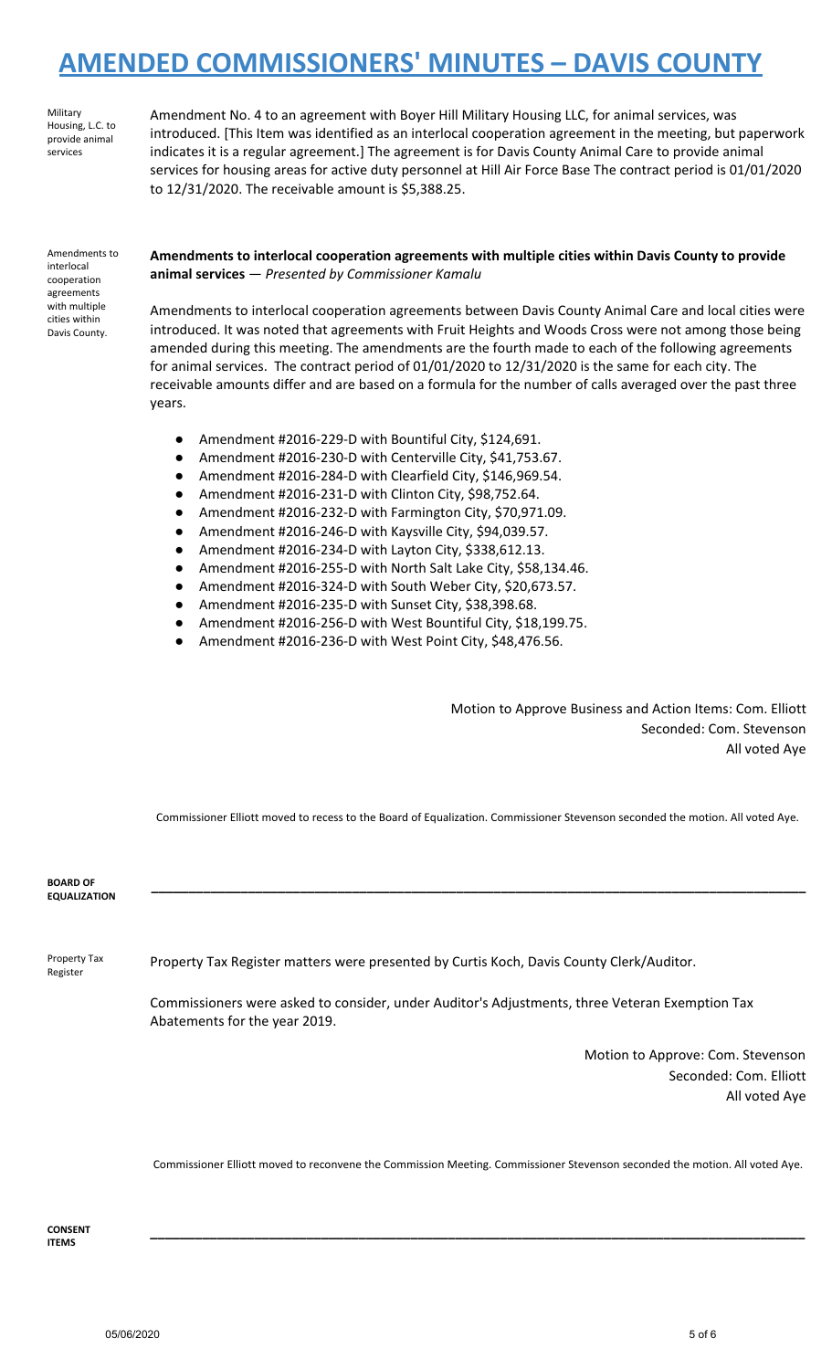# AMENDED COMMISSIONERS' MINUTES – DAVIS COUNTY

Military Housing, L.C. to provide animal services

Amendment No. 4 to an agreement with Boyer Hill Military Housing LLC, for animal services, was introduced. [This Item was identified as an interlocal cooperation agreement in the meeting, but paperwork indicates it is a regular agreement.] The agreement is for Davis County Animal Care to provide animal services for housing areas for active duty personnel at Hill Air Force Base The contract period is 01/01/2020 to 12/31/2020. The receivable amount is $5,388.25.

Amendments to interlocal cooperation agreements with multiple cities within Davis County.

**Amendments to interlocal cooperation agreements with multiple cities within Davis County to provide animal services** — *Presented by Commissioner Kamalu*

Amendments to interlocal cooperation agreements between Davis County Animal Care and local cities were introduced. It was noted that agreements with Fruit Heights and Woods Cross were not among those being amended during this meeting. The amendments are the fourth made to each of the following agreements for animal services. The contract period of 01/01/2020 to 12/31/2020 is the same for each city. The receivable amounts differ and are based on a formula for the number of calls averaged over the past three years.

- Amendment #2016-229-D with Bountiful City, $124,691.
- Amendment #2016-230-D with Centerville City, $41,753.67.
- Amendment #2016-284-D with Clearfield City, $146,969.54.
- Amendment #2016-231-D with Clinton City, $98,752.64.
- Amendment #2016-232-D with Farmington City, $70,971.09.
- Amendment #2016-246-D with Kaysville City, $94,039.57.
- Amendment #2016-234-D with Layton City, $338,612.13.
- Amendment #2016-255-D with North Salt Lake City, $58,134.46.
- Amendment #2016-324-D with South Weber City, $20,673.57.
- Amendment #2016-235-D with Sunset City, $38,398.68.
- Amendment #2016-256-D with West Bountiful City, $18,199.75.
- Amendment #2016-236-D with West Point City, $48,476.56.

Motion to Approve Business and Action Items: Com. Elliott
Seconded: Com. Stevenson
All voted Aye

Commissioner Elliott moved to recess to the Board of Equalization. Commissioner Stevenson seconded the motion. All voted Aye.

**BOARD OF EQUALIZATION**

Property Tax Register

Property Tax Register matters were presented by Curtis Koch, Davis County Clerk/Auditor.

Commissioners were asked to consider, under Auditor's Adjustments, three Veteran Exemption Tax Abatements for the year 2019.

Motion to Approve: Com. Stevenson
Seconded: Com. Elliott
All voted Aye

Commissioner Elliott moved to reconvene the Commission Meeting. Commissioner Stevenson seconded the motion. All voted Aye.

**CONSENT ITEMS**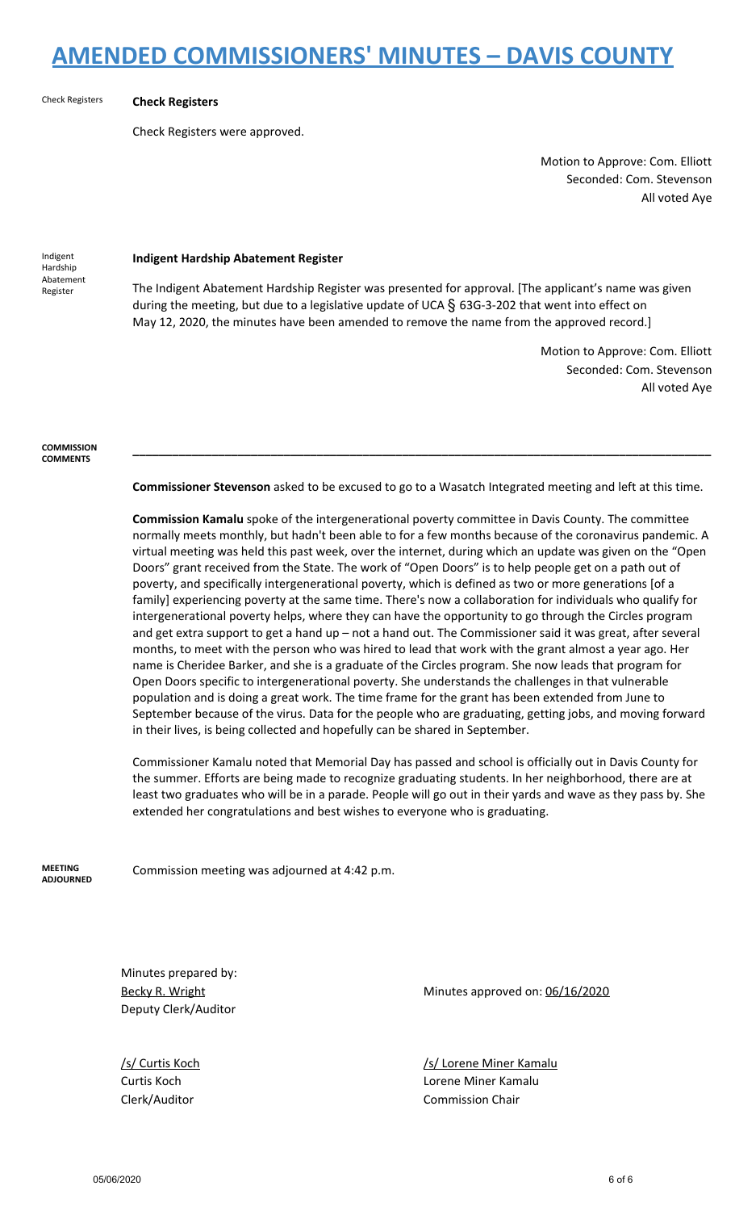# AMENDED COMMISSIONERS' MINUTES – DAVIS COUNTY

Check Registers

**Check Registers**

Check Registers were approved.

Motion to Approve: Com. Elliott
Seconded: Com. Stevenson
All voted Aye

Indigent Hardship Abatement Register

**Indigent Hardship Abatement Register**

The Indigent Abatement Hardship Register was presented for approval. [The applicant's name was given during the meeting, but due to a legislative update of UCA § 63G-3-202 that went into effect on May 12, 2020, the minutes have been amended to remove the name from the approved record.]

Motion to Approve: Com. Elliott
Seconded: Com. Stevenson
All voted Aye

**COMMISSION COMMENTS**

---

**Commissioner Stevenson** asked to be excused to go to a Wasatch Integrated meeting and left at this time.

**Commission Kamalu** spoke of the intergenerational poverty committee in Davis County. The committee normally meets monthly, but hadn't been able to for a few months because of the coronavirus pandemic. A virtual meeting was held this past week, over the internet, during which an update was given on the "Open Doors" grant received from the State. The work of "Open Doors" is to help people get on a path out of poverty, and specifically intergenerational poverty, which is defined as two or more generations [of a family] experiencing poverty at the same time. There's now a collaboration for individuals who qualify for intergenerational poverty helps, where they can have the opportunity to go through the Circles program and get extra support to get a hand up – not a hand out. The Commissioner said it was great, after several months, to meet with the person who was hired to lead that work with the grant almost a year ago. Her name is Cheridee Barker, and she is a graduate of the Circles program. She now leads that program for Open Doors specific to intergenerational poverty. She understands the challenges in that vulnerable population and is doing a great work. The time frame for the grant has been extended from June to September because of the virus. Data for the people who are graduating, getting jobs, and moving forward in their lives, is being collected and hopefully can be shared in September.

Commissioner Kamalu noted that Memorial Day has passed and school is officially out in Davis County for the summer. Efforts are being made to recognize graduating students. In her neighborhood, there are at least two graduates who will be in a parade. People will go out in their yards and wave as they pass by. She extended her congratulations and best wishes to everyone who is graduating.

**MEETING ADJOURNED**

Commission meeting was adjourned at 4:42 p.m.

Minutes prepared by:
Becky R. Wright
Deputy Clerk/Auditor

Minutes approved on: 06/16/2020

/s/ Curtis Koch
Curtis Koch
Clerk/Auditor

/s/ Lorene Miner Kamalu
Lorene Miner Kamalu
Commission Chair